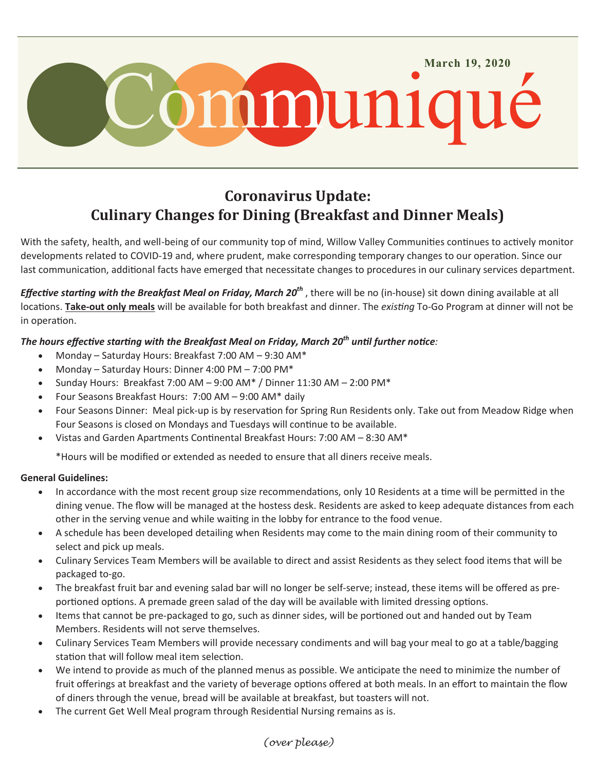# Communiqué

**March 19, 2020**

## Coronavirus Update:
## Culinary Changes for Dining (Breakfast and Dinner Meals)

With the safety, health, and well-being of our community top of mind, Willow Valley Communities continues to actively monitor developments related to COVID-19 and, where prudent, make corresponding temporary changes to our operation. Since our last communication, additional facts have emerged that necessitate changes to procedures in our culinary services department.

***Effective starting with the Breakfast Meal on Friday, March 20th*** , there will be no (in-house) sit down dining available at all locations. **Take-out only meals** will be available for both breakfast and dinner. The *existing* To-Go Program at dinner will not be in operation.

***The hours effective starting with the Breakfast Meal on Friday, March 20th until further notice:***

- Monday – Saturday Hours: Breakfast 7:00 AM – 9:30 AM*
- Monday – Saturday Hours: Dinner 4:00 PM – 7:00 PM*
- Sunday Hours: Breakfast 7:00 AM – 9:00 AM* / Dinner 11:30 AM – 2:00 PM*
- Four Seasons Breakfast Hours: 7:00 AM – 9:00 AM* daily
- Four Seasons Dinner: Meal pick-up is by reservation for Spring Run Residents only. Take out from Meadow Ridge when Four Seasons is closed on Mondays and Tuesdays will continue to be available.
- Vistas and Garden Apartments Continental Breakfast Hours: 7:00 AM – 8:30 AM*

*Hours will be modified or extended as needed to ensure that all diners receive meals.

**General Guidelines:**

- In accordance with the most recent group size recommendations, only 10 Residents at a time will be permitted in the dining venue. The flow will be managed at the hostess desk. Residents are asked to keep adequate distances from each other in the serving venue and while waiting in the lobby for entrance to the food venue.
- A schedule has been developed detailing when Residents may come to the main dining room of their community to select and pick up meals.
- Culinary Services Team Members will be available to direct and assist Residents as they select food items that will be packaged to-go.
- The breakfast fruit bar and evening salad bar will no longer be self-serve; instead, these items will be offered as pre-portioned options. A premade green salad of the day will be available with limited dressing options.
- Items that cannot be pre-packaged to go, such as dinner sides, will be portioned out and handed out by Team Members. Residents will not serve themselves.
- Culinary Services Team Members will provide necessary condiments and will bag your meal to go at a table/bagging station that will follow meal item selection.
- We intend to provide as much of the planned menus as possible. We anticipate the need to minimize the number of fruit offerings at breakfast and the variety of beverage options offered at both meals. In an effort to maintain the flow of diners through the venue, bread will be available at breakfast, but toasters will not.
- The current Get Well Meal program through Residential Nursing remains as is.

*(over please)*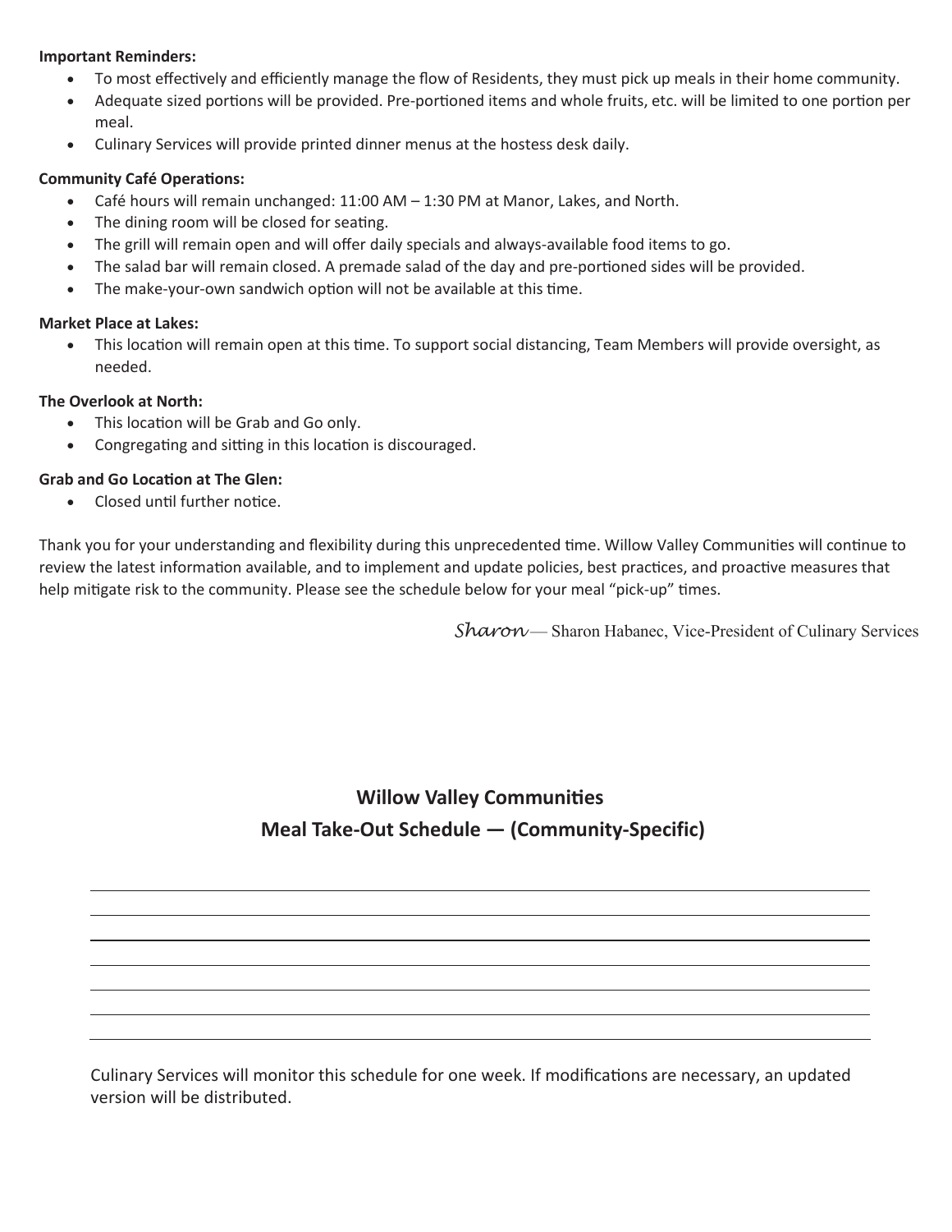**Important Reminders:**

- To most effectively and efficiently manage the flow of Residents, they must pick up meals in their home community.
- Adequate sized portions will be provided. Pre-portioned items and whole fruits, etc. will be limited to one portion per meal.
- Culinary Services will provide printed dinner menus at the hostess desk daily.

**Community Café Operations:**

- Café hours will remain unchanged: 11:00 AM – 1:30 PM at Manor, Lakes, and North.
- The dining room will be closed for seating.
- The grill will remain open and will offer daily specials and always-available food items to go.
- The salad bar will remain closed. A premade salad of the day and pre-portioned sides will be provided.
- The make-your-own sandwich option will not be available at this time.

**Market Place at Lakes:**

- This location will remain open at this time. To support social distancing, Team Members will provide oversight, as needed.

**The Overlook at North:**

- This location will be Grab and Go only.
- Congregating and sitting in this location is discouraged.

**Grab and Go Location at The Glen:**

- Closed until further notice.

Thank you for your understanding and flexibility during this unprecedented time. Willow Valley Communities will continue to review the latest information available, and to implement and update policies, best practices, and proactive measures that help mitigate risk to the community. Please see the schedule below for your meal "pick-up" times.

*Sharon* — Sharon Habanec, Vice-President of Culinary Services

## Willow Valley Communities
## Meal Take-Out Schedule — (Community-Specific)

Culinary Services will monitor this schedule for one week. If modifications are necessary, an updated version will be distributed.